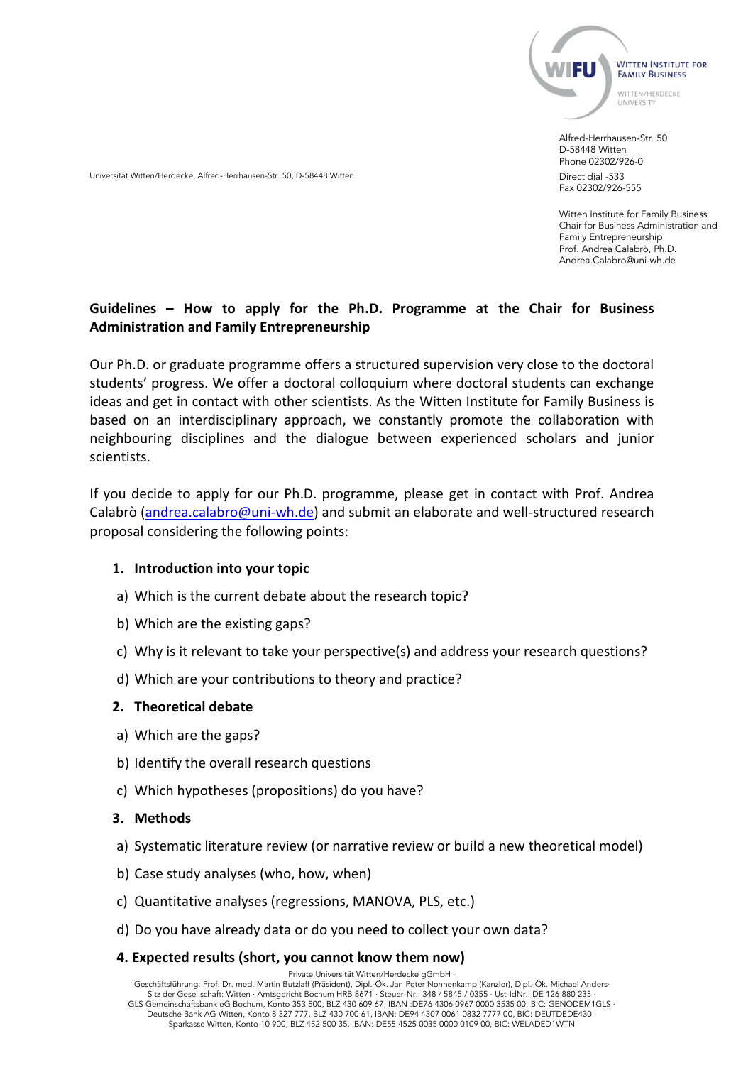WITTEN INSTITUTE FOR FAMILY BUSINESS
WITTEN/HERDECKE UNIVERSITY

Alfred-Herrhausen-Str. 50
D-58448 Witten
Phone 02302/926-0
Direct dial -533
Fax 02302/926-555

Universität Witten/Herdecke, Alfred-Herrhausen-Str. 50, D-58448 Witten

Witten Institute for Family Business
Chair for Business Administration and Family Entrepreneurship
Prof. Andrea Calabrò, Ph.D.
Andrea.Calabro@uni-wh.de

**Guidelines – How to apply for the Ph.D. Programme at the Chair for Business Administration and Family Entrepreneurship**

Our Ph.D. or graduate programme offers a structured supervision very close to the doctoral students' progress. We offer a doctoral colloquium where doctoral students can exchange ideas and get in contact with other scientists. As the Witten Institute for Family Business is based on an interdisciplinary approach, we constantly promote the collaboration with neighbouring disciplines and the dialogue between experienced scholars and junior scientists.

If you decide to apply for our Ph.D. programme, please get in contact with Prof. Andrea Calabrò (andrea.calabro@uni-wh.de) and submit an elaborate and well-structured research proposal considering the following points:

1. **Introduction into your topic**
   a) Which is the current debate about the research topic?
   b) Which are the existing gaps?
   c) Why is it relevant to take your perspective(s) and address your research questions?
   d) Which are your contributions to theory and practice?
2. **Theoretical debate**
   a) Which are the gaps?
   b) Identify the overall research questions
   c) Which hypotheses (propositions) do you have?
3. **Methods**
   a) Systematic literature review (or narrative review or build a new theoretical model)
   b) Case study analyses (who, how, when)
   c) Quantitative analyses (regressions, MANOVA, PLS, etc.)
   d) Do you have already data or do you need to collect your own data?
4. **Expected results (short, you cannot know them now)**

Private Universität Witten/Herdecke gGmbH ·
Geschäftsführung: Prof. Dr. med. Martin Butzlaff (Präsident), Dipl.-Ök. Jan Peter Nonnenkamp (Kanzler), Dipl.-Ök. Michael Anders·
Sitz der Gesellschaft: Witten · Amtsgericht Bochum HRB 8671 · Steuer-Nr.: 348 / 5845 / 0355 · Ust-IdNr.: DE 126 880 235 ·
GLS Gemeinschaftsbank eG Bochum, Konto 353 500, BLZ 430 609 67, IBAN :DE76 4306 0967 0000 3535 00, BIC: GENODEM1GLS ·
Deutsche Bank AG Witten, Konto 8 327 777, BLZ 430 700 61, IBAN: DE94 4307 0061 0832 7777 00, BIC: DEUTDEDE430 ·
Sparkasse Witten, Konto 10 900, BLZ 452 500 35, IBAN: DE55 4525 0035 0000 0109 00, BIC: WELADED1WTN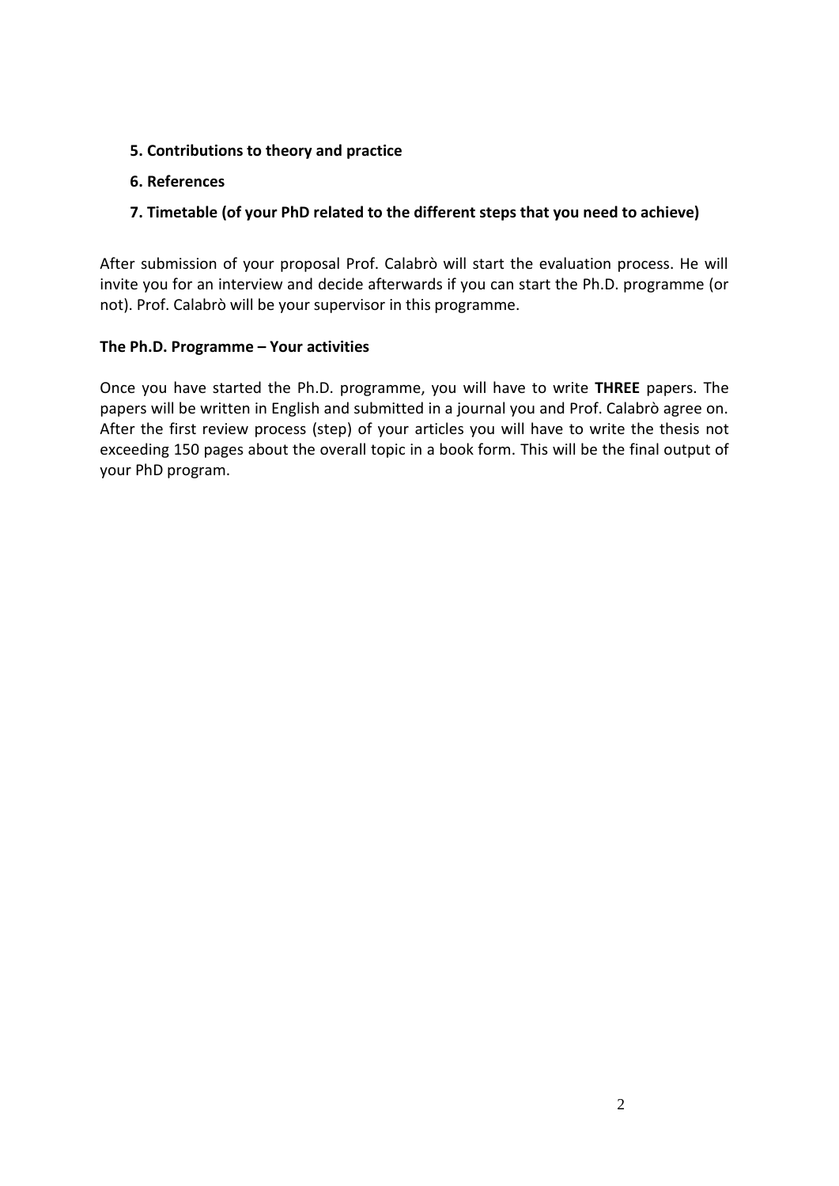**5. Contributions to theory and practice**

**6. References**

**7. Timetable (of your PhD related to the different steps that you need to achieve)**

After submission of your proposal Prof. Calabrò will start the evaluation process. He will invite you for an interview and decide afterwards if you can start the Ph.D. programme (or not). Prof. Calabrò will be your supervisor in this programme.

**The Ph.D. Programme – Your activities**

Once you have started the Ph.D. programme, you will have to write **THREE** papers. The papers will be written in English and submitted in a journal you and Prof. Calabrò agree on. After the first review process (step) of your articles you will have to write the thesis not exceeding 150 pages about the overall topic in a book form. This will be the final output of your PhD program.